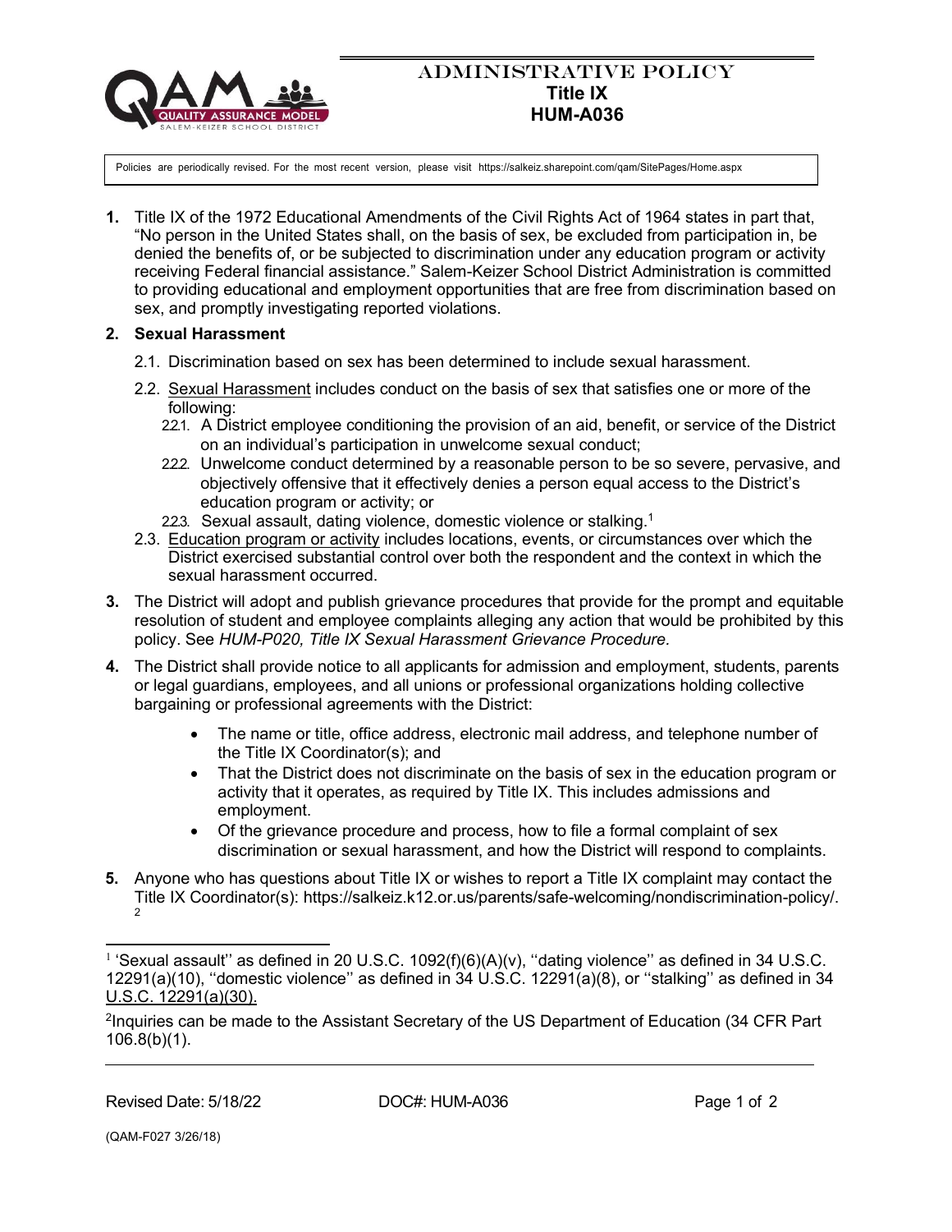# ADMINISTRATIVE POLICY
## Title IX
## HUM-A036

Policies are periodically revised. For the most recent version, please visit https://salkeiz.sharepoint.com/qam/SitePages/Home.aspx

**1.** Title IX of the 1972 Educational Amendments of the Civil Rights Act of 1964 states in part that, "No person in the United States shall, on the basis of sex, be excluded from participation in, be denied the benefits of, or be subjected to discrimination under any education program or activity receiving Federal financial assistance." Salem-Keizer School District Administration is committed to providing educational and employment opportunities that are free from discrimination based on sex, and promptly investigating reported violations.

**2. Sexual Harassment**

2.1. Discrimination based on sex has been determined to include sexual harassment.

2.2. Sexual Harassment includes conduct on the basis of sex that satisfies one or more of the following:

2.2.1. A District employee conditioning the provision of an aid, benefit, or service of the District on an individual's participation in unwelcome sexual conduct;

2.2.2. Unwelcome conduct determined by a reasonable person to be so severe, pervasive, and objectively offensive that it effectively denies a person equal access to the District's education program or activity; or

2.2.3. Sexual assault, dating violence, domestic violence or stalking.[1]

2.3. Education program or activity includes locations, events, or circumstances over which the District exercised substantial control over both the respondent and the context in which the sexual harassment occurred.

**3.** The District will adopt and publish grievance procedures that provide for the prompt and equitable resolution of student and employee complaints alleging any action that would be prohibited by this policy. See *HUM-P020, Title IX Sexual Harassment Grievance Procedure.*

**4.** The District shall provide notice to all applicants for admission and employment, students, parents or legal guardians, employees, and all unions or professional organizations holding collective bargaining or professional agreements with the District:

- The name or title, office address, electronic mail address, and telephone number of the Title IX Coordinator(s); and
- That the District does not discriminate on the basis of sex in the education program or activity that it operates, as required by Title IX. This includes admissions and employment.
- Of the grievance procedure and process, how to file a formal complaint of sex discrimination or sexual harassment, and how the District will respond to complaints.

**5.** Anyone who has questions about Title IX or wishes to report a Title IX complaint may contact the Title IX Coordinator(s): https://salkeiz.k12.or.us/parents/safe-welcoming/nondiscrimination-policy/.[2]

---

[1] 'Sexual assault'' as defined in 20 U.S.C. 1092(f)(6)(A)(v), ''dating violence'' as defined in 34 U.S.C. 12291(a)(10), ''domestic violence'' as defined in 34 U.S.C. 12291(a)(8), or ''stalking'' as defined in 34 U.S.C. 12291(a)(30).

[2] Inquiries can be made to the Assistant Secretary of the US Department of Education (34 CFR Part 106.8(b)(1).

Revised Date: 5/18/22 DOC#: HUM-A036

(QAM-F027 3/26/18)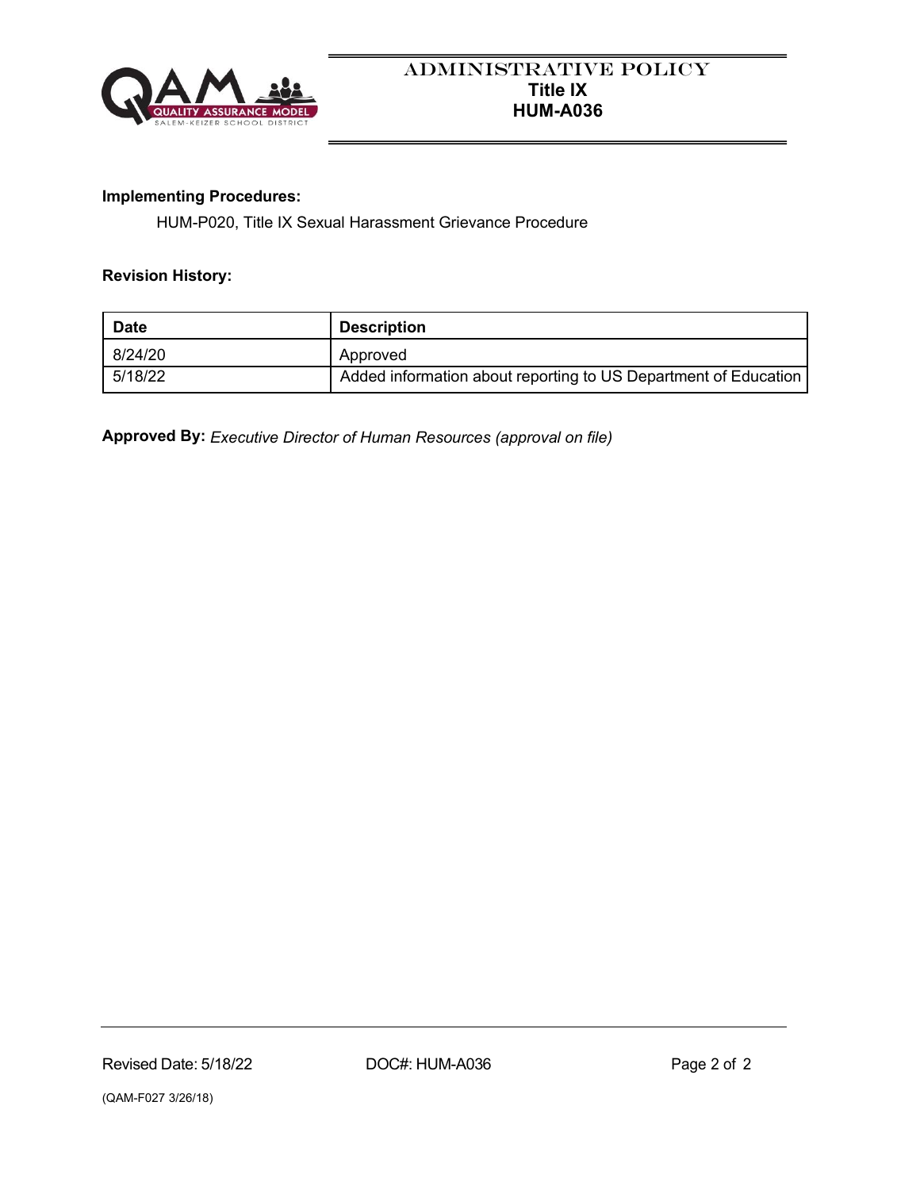**Implementing Procedures:**

HUM-P020, Title IX Sexual Harassment Grievance Procedure

**Revision History:**

| Date | Description |
|---|---|
| 8/24/20 | Approved |
| 5/18/22 | Added information about reporting to US Department of Education |

**Approved By:** *Executive Director of Human Resources (approval on file)*